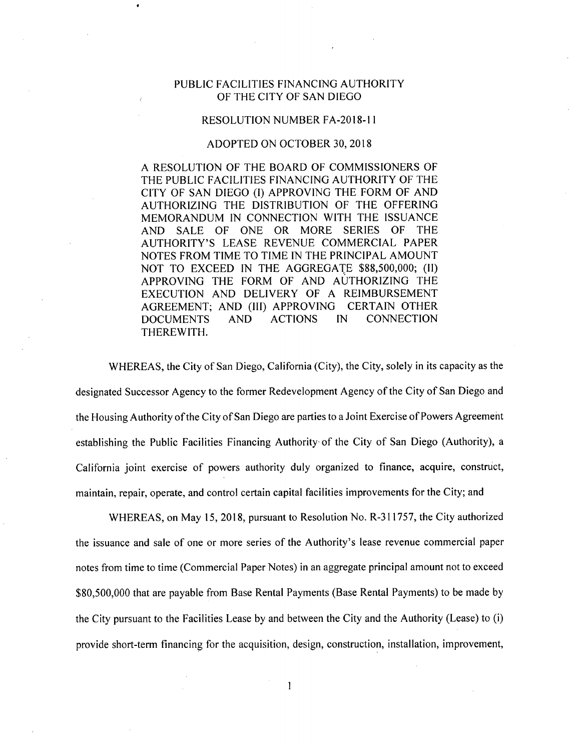# PUBLIC FACILITIES FINANCING AUTHORITY OF THE CITY OF SAN DIEGO

## RESOLUTION NUMBER FA-2018-11

## ADOPTED ON OCTOBER 30, 2018

A RESOLUTION OF THE BOARD OF COMMISSIONERS OF THE PUBLIC FACILITIES FINANCING AUTHORITY OF THE CITY OF SAN DIEGO (I) APPROVING THE FORM OF AND AUTHORIZING THE DISTRIBUTION OF THE OFFERING MEMORANDUM IN CONNECTION WITH THE ISSUANCE AND SALE OF ONE OR MORE SERIES OF THE AUTHORITY'S LEASE REVENUE COMMERCIAL PAPER NOTES FROM TIME TO TIME IN THE PRINCIPAL AMOUNT NOT TO EXCEED IN THE AGGREGATE $88,500,000; (II) APPROVING THE FORM OF AND AUTHORIZING THE EXECUTION AND DELIVERY OF A REIMBURSEMENT AGREEMENT; AND (III) APPROVING CERTAIN OTHER DOCUMENTS AND ACTIONS IN CONNECTION THEREWITH.

WHEREAS, the City of San Diego, California (City), the City, solely in its capacity as the designated Successor Agency to the former Redevelopment Agency of the City of San Diego and the Housing Authority of the City of San Diego are parties to a Joint Exercise of Powers Agreement establishing the Public Facilities Financing Authority of the City of San Diego (Authority), a California joint exercise of powers authority duly organized to finance, acquire, construct, maintain, repair, operate, and control certain capital facilities improvements for the City; and

WHEREAS, on May 15, 2018, pursuant to Resolution No. R-311757, the City authorized the issuance and sale of one or more series of the Authority's lease revenue commercial paper notes from time to time (Commercial Paper Notes) in an aggregate principal amount not to exceed $80,500,000 that are payable from Base Rental Payments (Base Rental Payments) to be made by the City pursuant to the Facilities Lease by and between the City and the Authority (Lease) to (i) provide short-term financing for the acquisition, design, construction, installation, improvement,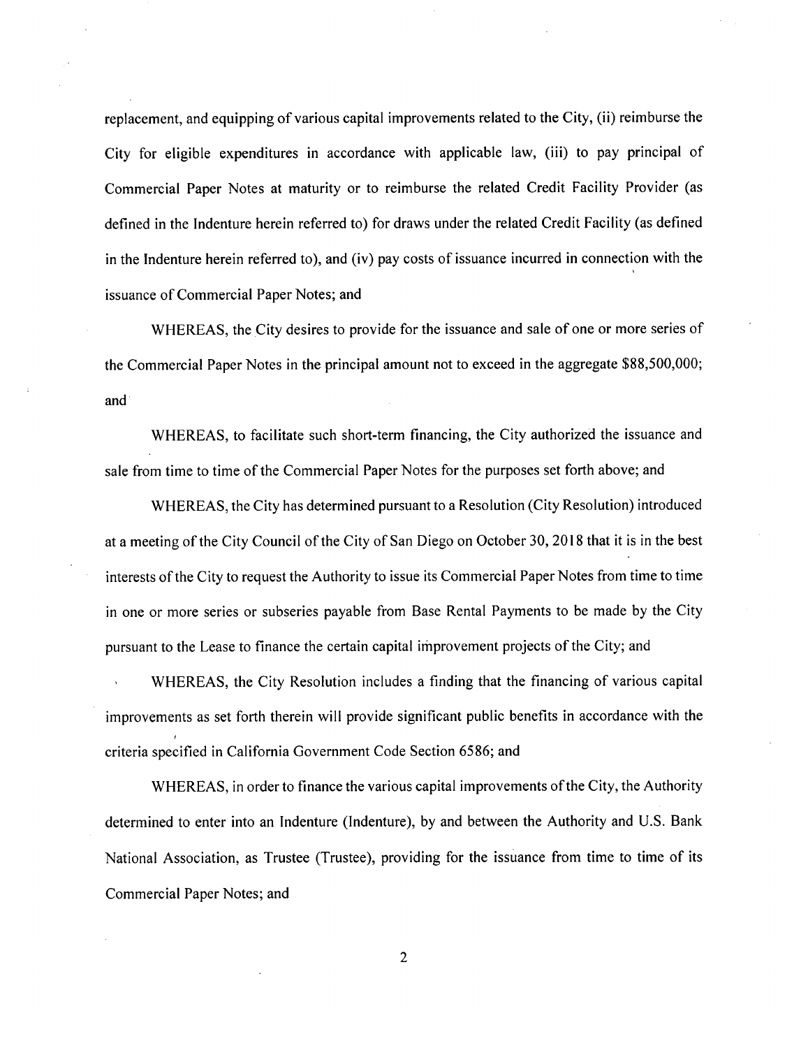replacement, and equipping of various capital improvements related to the City, (ii) reimburse the City for eligible expenditures in accordance with applicable law, (iii) to pay principal of Commercial Paper Notes at maturity or to reimburse the related Credit Facility Provider (as defined in the Indenture herein referred to) for draws under the related Credit Facility (as defined in the Indenture herein referred to), and (iv) pay costs of issuance incurred in connection with the issuance of Commercial Paper Notes; and

WHEREAS, the City desires to provide for the issuance and sale of one or more series of the Commercial Paper Notes in the principal amount not to exceed in the aggregate $88,500,000; and

WHEREAS, to facilitate such short-term financing, the City authorized the issuance and sale from time to time of the Commercial Paper Notes for the purposes set forth above; and

WHEREAS, the City has determined pursuant to a Resolution (City Resolution) introduced at a meeting of the City Council of the City of San Diego on October 30, 2018 that it is in the best interests of the City to request the Authority to issue its Commercial Paper Notes from time to time in one or more series or subseries payable from Base Rental Payments to be made by the City pursuant to the Lease to finance the certain capital improvement projects of the City; and

WHEREAS, the City Resolution includes a finding that the financing of various capital improvements as set forth therein will provide significant public benefits in accordance with the criteria specified in California Government Code Section 6586; and

WHEREAS, in order to finance the various capital improvements of the City, the Authority determined to enter into an Indenture (Indenture), by and between the Authority and U.S. Bank National Association, as Trustee (Trustee), providing for the issuance from time to time of its Commercial Paper Notes; and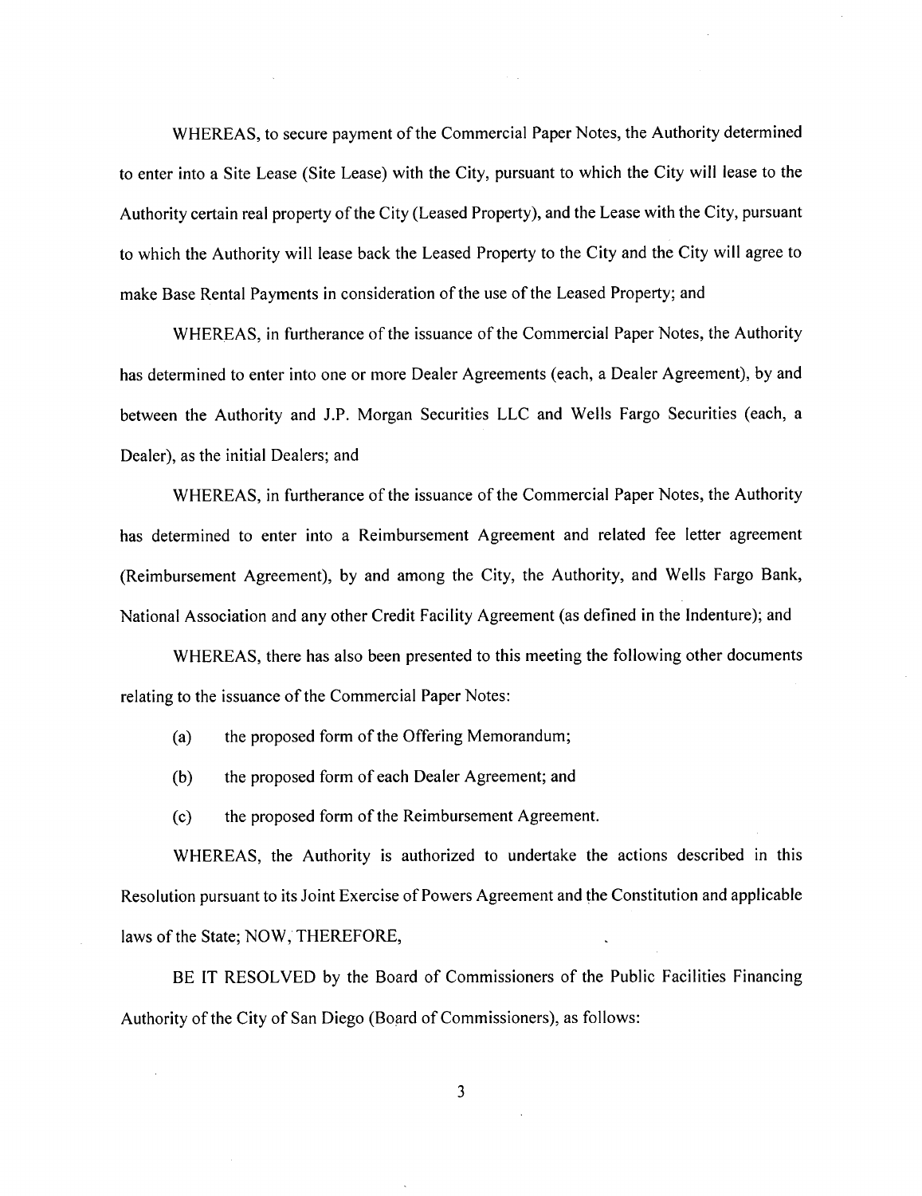WHEREAS, to secure payment of the Commercial Paper Notes, the Authority determined to enter into a Site Lease (Site Lease) with the City, pursuant to which the City will lease to the Authority certain real property of the City (Leased Property), and the Lease with the City, pursuant to which the Authority will lease back the Leased Property to the City and the City will agree to make Base Rental Payments in consideration of the use of the Leased Property; and

WHEREAS, in furtherance of the issuance of the Commercial Paper Notes, the Authority has determined to enter into one or more Dealer Agreements (each, a Dealer Agreement), by and between the Authority and J.P. Morgan Securities LLC and Wells Fargo Securities (each, a Dealer), as the initial Dealers; and

WHEREAS, in furtherance of the issuance of the Commercial Paper Notes, the Authority has determined to enter into a Reimbursement Agreement and related fee letter agreement (Reimbursement Agreement), by and among the City, the Authority, and Wells Fargo Bank, National Association and any other Credit Facility Agreement (as defined in the Indenture); and

WHEREAS, there has also been presented to this meeting the following other documents relating to the issuance of the Commercial Paper Notes:

(a) the proposed form of the Offering Memorandum;

(b) the proposed form of each Dealer Agreement; and

(c) the proposed form of the Reimbursement Agreement.

WHEREAS, the Authority is authorized to undertake the actions described in this Resolution pursuant to its Joint Exercise of Powers Agreement and the Constitution and applicable laws of the State; NOW, THEREFORE,

BE IT RESOLVED by the Board of Commissioners of the Public Facilities Financing Authority of the City of San Diego (Board of Commissioners), as follows: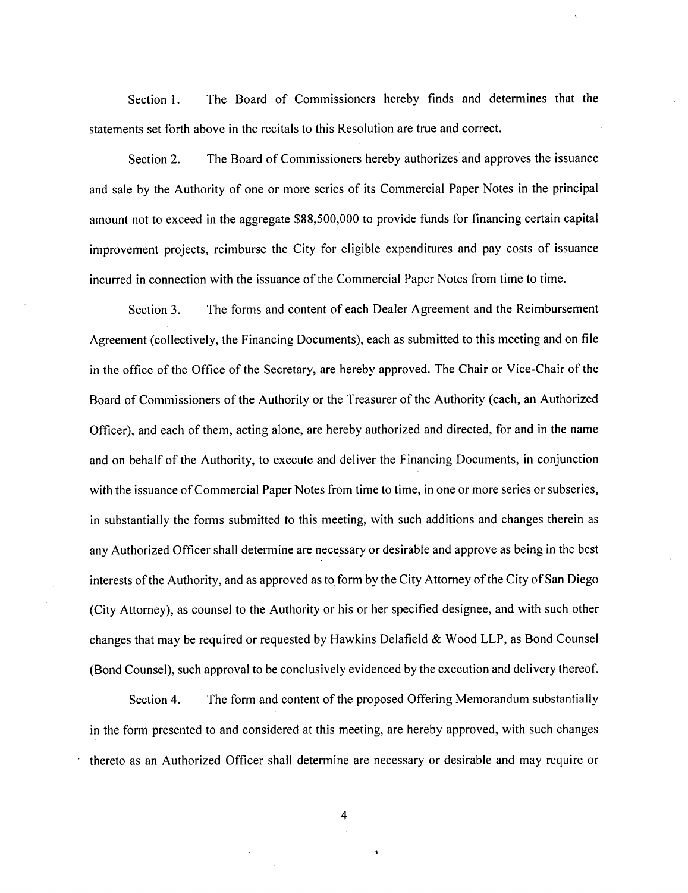Section 1. The Board of Commissioners hereby finds and determines that the statements set forth above in the recitals to this Resolution are true and correct.

Section 2. The Board of Commissioners hereby authorizes and approves the issuance and sale by the Authority of one or more series of its Commercial Paper Notes in the principal amount not to exceed in the aggregate $88,500,000 to provide funds for financing certain capital improvement projects, reimburse the City for eligible expenditures and pay costs of issuance incurred in connection with the issuance of the Commercial Paper Notes from time to time.

Section 3. The forms and content of each Dealer Agreement and the Reimbursement Agreement (collectively, the Financing Documents), each as submitted to this meeting and on file in the office of the Office of the Secretary, are hereby approved. The Chair or Vice-Chair of the Board of Commissioners of the Authority or the Treasurer of the Authority (each, an Authorized Officer), and each of them, acting alone, are hereby authorized and directed, for and in the name and on behalf of the Authority, to execute and deliver the Financing Documents, in conjunction with the issuance of Commercial Paper Notes from time to time, in one or more series or subseries, in substantially the forms submitted to this meeting, with such additions and changes therein as any Authorized Officer shall determine are necessary or desirable and approve as being in the best interests of the Authority, and as approved as to form by the City Attorney of the City of San Diego (City Attorney), as counsel to the Authority or his or her specified designee, and with such other changes that may be required or requested by Hawkins Delafield & Wood LLP, as Bond Counsel (Bond Counsel), such approval to be conclusively evidenced by the execution and delivery thereof.

Section 4. The form and content of the proposed Offering Memorandum substantially in the form presented to and considered at this meeting, are hereby approved, with such changes thereto as an Authorized Officer shall determine are necessary or desirable and may require or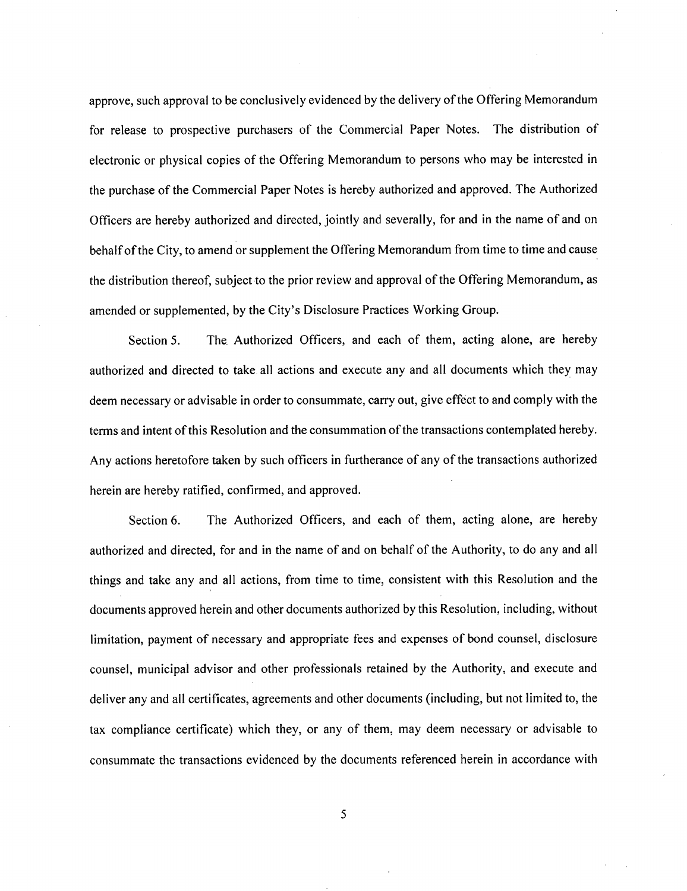approve, such approval to be conclusively evidenced by the delivery of the Offering Memorandum for release to prospective purchasers of the Commercial Paper Notes. The distribution of electronic or physical copies of the Offering Memorandum to persons who may be interested in the purchase of the Commercial Paper Notes is hereby authorized and approved. The Authorized Officers are hereby authorized and directed, jointly and severally, for and in the name of and on behalf of the City, to amend or supplement the Offering Memorandum from time to time and cause the distribution thereof, subject to the prior review and approval of the Offering Memorandum, as amended or supplemented, by the City's Disclosure Practices Working Group.

Section 5. The Authorized Officers, and each of them, acting alone, are hereby authorized and directed to take all actions and execute any and all documents which they may deem necessary or advisable in order to consummate, carry out, give effect to and comply with the terms and intent of this Resolution and the consummation of the transactions contemplated hereby. Any actions heretofore taken by such officers in furtherance of any of the transactions authorized herein are hereby ratified, confirmed, and approved.

Section 6. The Authorized Officers, and each of them, acting alone, are hereby authorized and directed, for and in the name of and on behalf of the Authority, to do any and all things and take any and all actions, from time to time, consistent with this Resolution and the documents approved herein and other documents authorized by this Resolution, including, without limitation, payment of necessary and appropriate fees and expenses of bond counsel, disclosure counsel, municipal advisor and other professionals retained by the Authority, and execute and deliver any and all certificates, agreements and other documents (including, but not limited to, the tax compliance certificate) which they, or any of them, may deem necessary or advisable to consummate the transactions evidenced by the documents referenced herein in accordance with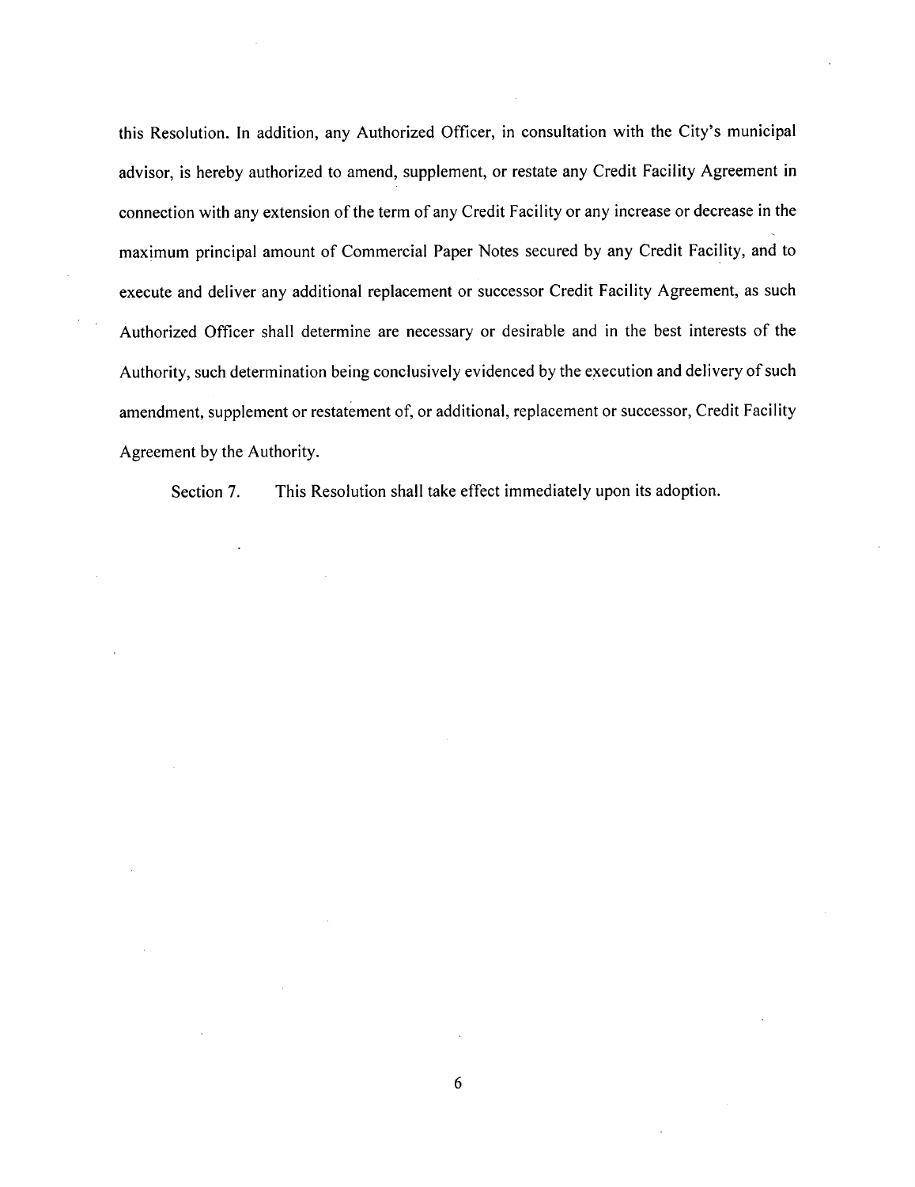this Resolution. In addition, any Authorized Officer, in consultation with the City's municipal advisor, is hereby authorized to amend, supplement, or restate any Credit Facility Agreement in connection with any extension of the term of any Credit Facility or any increase or decrease in the maximum principal amount of Commercial Paper Notes secured by any Credit Facility, and to execute and deliver any additional replacement or successor Credit Facility Agreement, as such Authorized Officer shall determine are necessary or desirable and in the best interests of the Authority, such determination being conclusively evidenced by the execution and delivery of such amendment, supplement or restatement of, or additional, replacement or successor, Credit Facility Agreement by the Authority.

Section 7. This Resolution shall take effect immediately upon its adoption.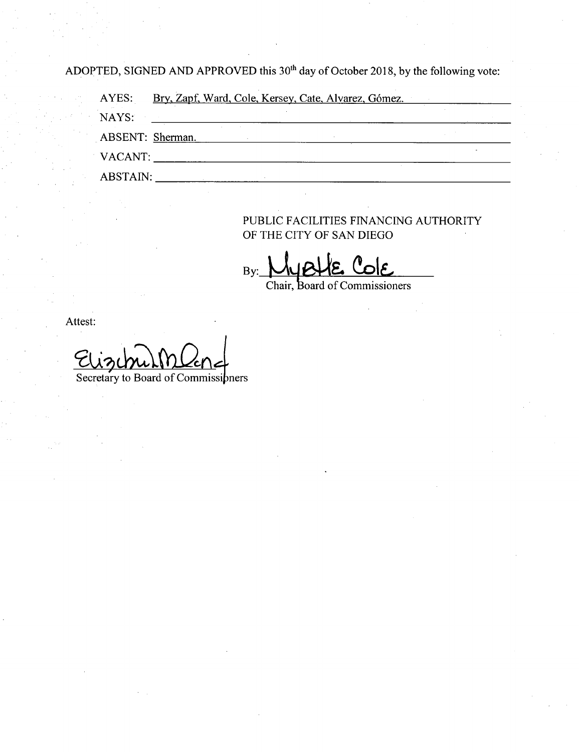ADOPTED, SIGNED AND APPROVED this 30th day of October 2018, by the following vote:

AYES: Bry, Zapf, Ward, Cole, Kersey, Cate, Alvarez, Gómez.

NAYS: ______________________________

ABSENT: Sherman.

VACANT: ______________________________

ABSTAIN: ______________________________

PUBLIC FACILITIES FINANCING AUTHORITY
OF THE CITY OF SAN DIEGO

By: Myrtle Cole
Chair, Board of Commissioners

Attest:

Elizabeth Maland
Secretary to Board of Commissioners